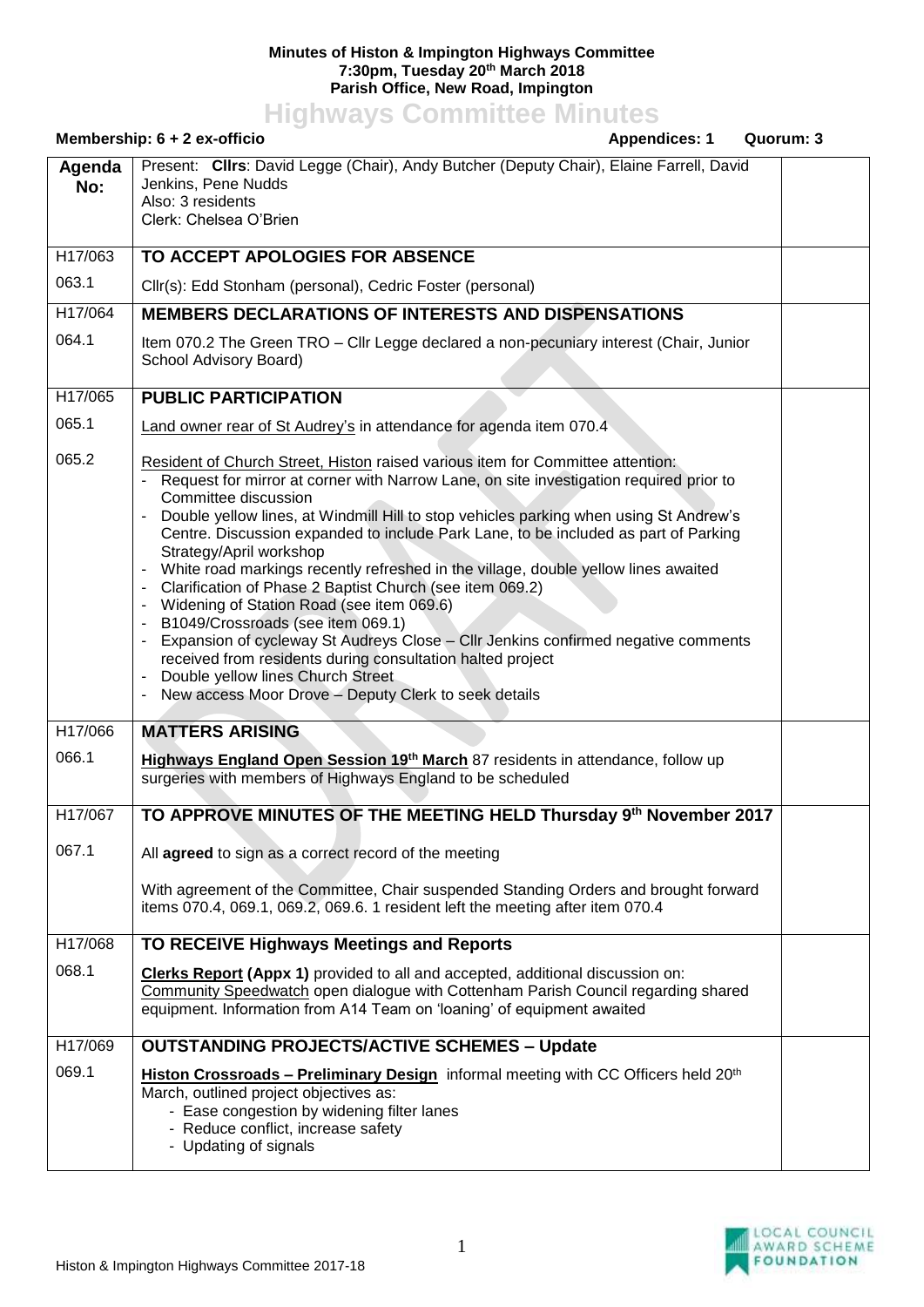**Minutes of Histon & Impington Highways Committee**
**7:30pm, Tuesday 20th March 2018**
**Parish Office, New Road, Impington**

# Highways Committee Minutes

**Membership: 6 + 2 ex-officio** **Appendices: 1** **Quorum: 3**

| Agenda No: | Present: **Cllrs**: David Legge (Chair), Andy Butcher (Deputy Chair), Elaine Farrell, David Jenkins, Pene Nudds<br>Also: 3 residents<br>Clerk: Chelsea O'Brien | |
|---|---|---|
| H17/063 | **TO ACCEPT APOLOGIES FOR ABSENCE** | |
| 063.1 | Cllr(s): Edd Stonham (personal), Cedric Foster (personal) | |
| H17/064 | **MEMBERS DECLARATIONS OF INTERESTS AND DISPENSATIONS** | |
| 064.1 | Item 070.2 The Green TRO – Cllr Legge declared a non-pecuniary interest (Chair, Junior School Advisory Board) | |
| H17/065 | **PUBLIC PARTICIPATION** | |
| 065.1 | Land owner rear of St Audrey's in attendance for agenda item 070.4 | |
| 065.2 | Resident of Church Street, Histon raised various item for Committee attention:<br>- Request for mirror at corner with Narrow Lane, on site investigation required prior to Committee discussion<br>- Double yellow lines, at Windmill Hill to stop vehicles parking when using St Andrew's Centre. Discussion expanded to include Park Lane, to be included as part of Parking Strategy/April workshop<br>- White road markings recently refreshed in the village, double yellow lines awaited<br>- Clarification of Phase 2 Baptist Church (see item 069.2)<br>- Widening of Station Road (see item 069.6)<br>- B1049/Crossroads (see item 069.1)<br>- Expansion of cycleway St Audreys Close – Cllr Jenkins confirmed negative comments received from residents during consultation halted project<br>- Double yellow lines Church Street<br>- New access Moor Drove – Deputy Clerk to seek details | |
| H17/066 | **MATTERS ARISING** | |
| 066.1 | **Highways England Open Session 19th March** 87 residents in attendance, follow up surgeries with members of Highways England to be scheduled | |
| H17/067 | **TO APPROVE MINUTES OF THE MEETING HELD Thursday 9th November 2017** | |
| 067.1 | All **agreed** to sign as a correct record of the meeting<br><br>With agreement of the Committee, Chair suspended Standing Orders and brought forward items 070.4, 069.1, 069.2, 069.6. 1 resident left the meeting after item 070.4 | |
| H17/068 | **TO RECEIVE Highways Meetings and Reports** | |
| 068.1 | **Clerks Report (Appx 1)** provided to all and accepted, additional discussion on:<br>Community Speedwatch open dialogue with Cottenham Parish Council regarding shared equipment. Information from A14 Team on 'loaning' of equipment awaited | |
| H17/069 | **OUTSTANDING PROJECTS/ACTIVE SCHEMES – Update** | |
| 069.1 | **Histon Crossroads – Preliminary Design** informal meeting with CC Officers held 20th March, outlined project objectives as:<br>- Ease congestion by widening filter lanes<br>- Reduce conflict, increase safety<br>- Updating of signals | |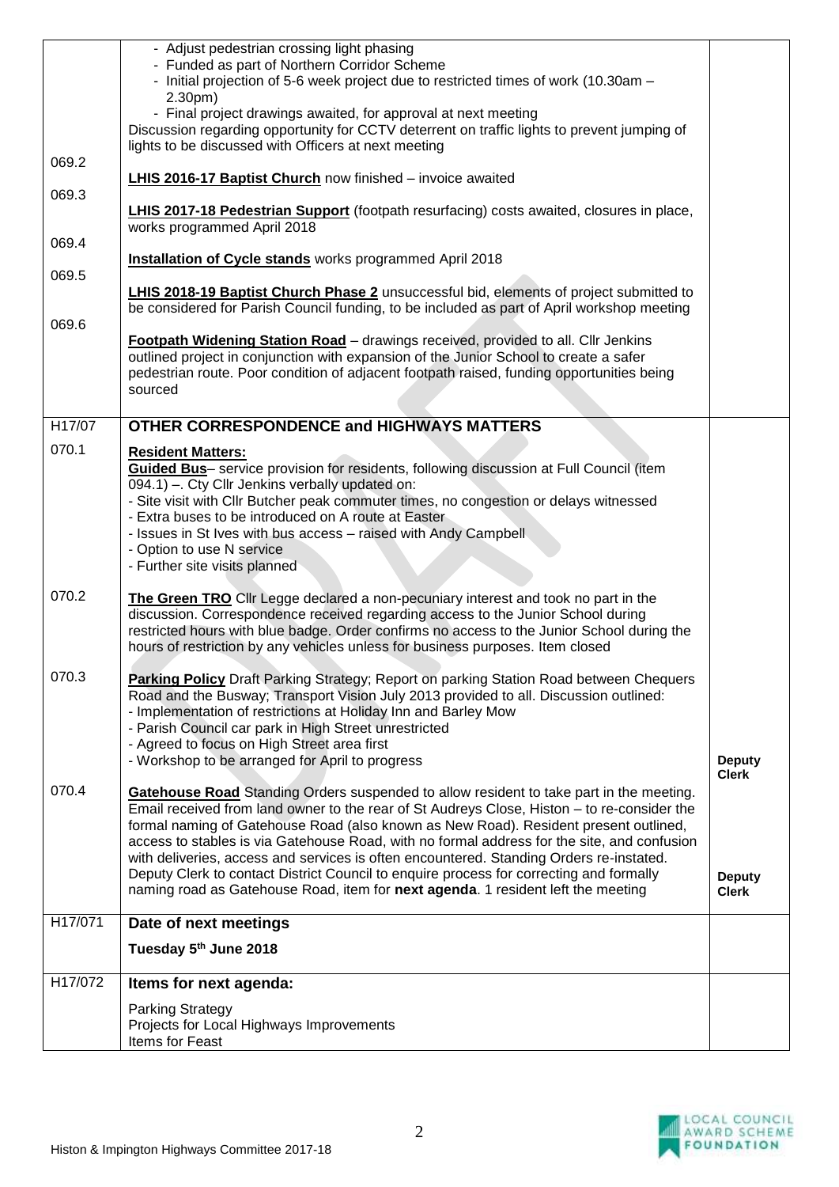| | | |
|---|---|---|
| | - Adjust pedestrian crossing light phasing<br>- Funded as part of Northern Corridor Scheme<br>- Initial projection of 5-6 week project due to restricted times of work (10.30am – 2.30pm)<br>- Final project drawings awaited, for approval at next meeting<br>Discussion regarding opportunity for CCTV deterrent on traffic lights to prevent jumping of lights to be discussed with Officers at next meeting | |
| 069.2 | **LHIS 2016-17 Baptist Church** now finished – invoice awaited | |
| 069.3 | **LHIS 2017-18 Pedestrian Support** (footpath resurfacing) costs awaited, closures in place, works programmed April 2018 | |
| 069.4 | **Installation of Cycle stands** works programmed April 2018 | |
| 069.5 | **LHIS 2018-19 Baptist Church Phase 2** unsuccessful bid, elements of project submitted to be considered for Parish Council funding, to be included as part of April workshop meeting | |
| 069.6 | **Footpath Widening Station Road** – drawings received, provided to all. Cllr Jenkins outlined project in conjunction with expansion of the Junior School to create a safer pedestrian route. Poor condition of adjacent footpath raised, funding opportunities being sourced | |
| H17/07 | **OTHER CORRESPONDENCE and HIGHWAYS MATTERS** | |
| 070.1 | **Resident Matters:**<br>**Guided Bus**– service provision for residents, following discussion at Full Council (item 094.1) –. Cty Cllr Jenkins verbally updated on:<br>- Site visit with Cllr Butcher peak commuter times, no congestion or delays witnessed<br>- Extra buses to be introduced on A route at Easter<br>- Issues in St Ives with bus access – raised with Andy Campbell<br>- Option to use N service<br>- Further site visits planned | |
| 070.2 | **The Green TRO** Cllr Legge declared a non-pecuniary interest and took no part in the discussion. Correspondence received regarding access to the Junior School during restricted hours with blue badge. Order confirms no access to the Junior School during the hours of restriction by any vehicles unless for business purposes. Item closed | |
| 070.3 | **Parking Policy** Draft Parking Strategy; Report on parking Station Road between Chequers Road and the Busway; Transport Vision July 2013 provided to all. Discussion outlined:<br>- Implementation of restrictions at Holiday Inn and Barley Mow<br>- Parish Council car park in High Street unrestricted<br>- Agreed to focus on High Street area first<br>- Workshop to be arranged for April to progress | **Deputy Clerk** |
| 070.4 | **Gatehouse Road** Standing Orders suspended to allow resident to take part in the meeting. Email received from land owner to the rear of St Audreys Close, Histon – to re-consider the formal naming of Gatehouse Road (also known as New Road). Resident present outlined, access to stables is via Gatehouse Road, with no formal address for the site, and confusion with deliveries, access and services is often encountered. Standing Orders re-instated. Deputy Clerk to contact District Council to enquire process for correcting and formally naming road as Gatehouse Road, item for **next agenda**. 1 resident left the meeting | **Deputy Clerk** |
| H17/071 | **Date of next meetings**<br>**Tuesday 5th June 2018** | |
| H17/072 | **Items for next agenda:**<br>Parking Strategy<br>Projects for Local Highways Improvements<br>Items for Feast | |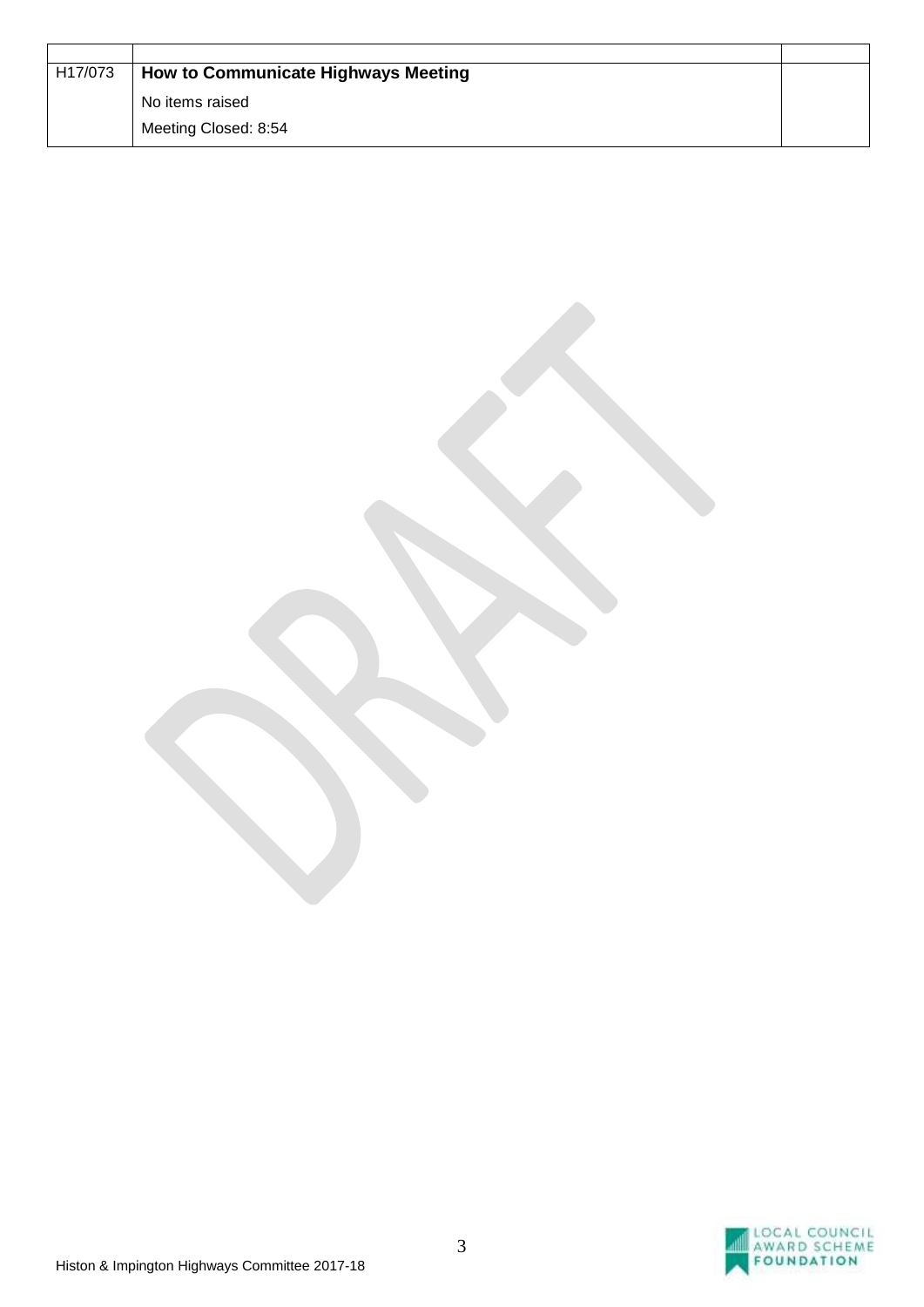| | | |
|---|---|---|
| | | |
| H17/073 | **How to Communicate Highways Meeting**<br>No items raised<br>Meeting Closed: 8:54 | |

DRAFT